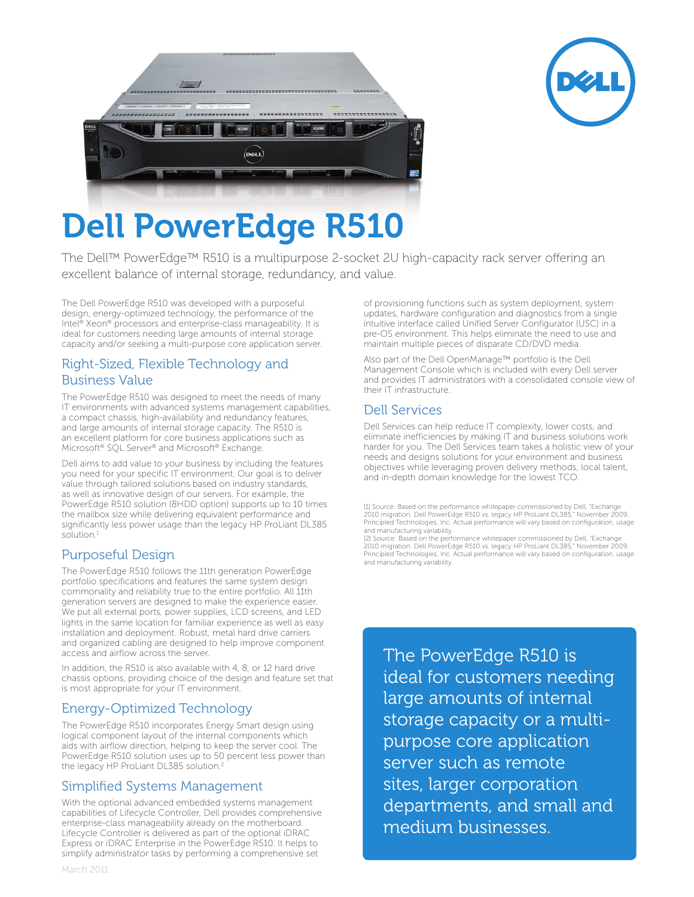# Dell PowerEdge R510

The Dell™ PowerEdge™ R510 is a multipurpose 2-socket 2U high-capacity rack server offering an excellent balance of internal storage, redundancy, and value.

The Dell PowerEdge R510 was developed with a purposeful design, energy-optimized technology, the performance of the Intel® Xeon® processors and enterprise-class manageability. It is ideal for customers needing large amounts of internal storage capacity and/or seeking a multi-purpose core application server.

## Right-Sized, Flexible Technology and Business Value

The PowerEdge R510 was designed to meet the needs of many IT environments with advanced systems management capabilities, a compact chassis, high-availability and redundancy features, and large amounts of internal storage capacity. The R510 is an excellent platform for core business applications such as Microsoft® SQL Server® and Microsoft® Exchange.

Dell aims to add value to your business by including the features you need for your specific IT environment. Our goal is to deliver value through tailored solutions based on industry standards, as well as innovative design of our servers. For example, the PowerEdge R510 solution (8HDD option) supports up to 10 times the mailbox size while delivering equivalent performance and significantly less power usage than the legacy HP ProLiant DL385 solution.[1]

## Purposeful Design

The PowerEdge R510 follows the 11th generation PowerEdge portfolio specifications and features the same system design commonality and reliability true to the entire portfolio. All 11th generation servers are designed to make the experience easier. We put all external ports, power supplies, LCD screens, and LED lights in the same location for familiar experience as well as easy installation and deployment. Robust, metal hard drive carriers and organized cabling are designed to help improve component access and airflow across the server.

In addition, the R510 is also available with 4, 8, or 12 hard drive chassis options, providing choice of the design and feature set that is most appropriate for your IT environment.

## Energy-Optimized Technology

The PowerEdge R510 incorporates Energy Smart design using logical component layout of the internal components which aids with airflow direction, helping to keep the server cool. The PowerEdge R510 solution uses up to 50 percent less power than the legacy HP ProLiant DL385 solution.[2]

## Simplified Systems Management

With the optional advanced embedded systems management capabilities of Lifecycle Controller, Dell provides comprehensive enterprise-class manageability already on the motherboard. Lifecycle Controller is delivered as part of the optional iDRAC Express or iDRAC Enterprise in the PowerEdge R510. It helps to simplify administrator tasks by performing a comprehensive set of provisioning functions such as system deployment, system updates, hardware configuration and diagnostics from a single intuitive interface called Unified Server Configurator (USC) in a pre-OS environment. This helps eliminate the need to use and maintain multiple pieces of disparate CD/DVD media.

Also part of the Dell OpenManage™ portfolio is the Dell Management Console which is included with every Dell server and provides IT administrators with a consolidated console view of their IT infrastructure.

## Dell Services

Dell Services can help reduce IT complexity, lower costs, and eliminate inefficiencies by making IT and business solutions work harder for you. The Dell Services team takes a holistic view of your needs and designs solutions for your environment and business objectives while leveraging proven delivery methods, local talent, and in-depth domain knowledge for the lowest TCO.

[1] Source: Based on the performance whitepaper commissioned by Dell, "Exchange 2010 migration: Dell PowerEdge R510 vs. legacy HP ProLiant DL385," November 2009, Principled Technologies, Inc. Actual performance will vary based on configuration, usage and manufacturing variability.

[2] Source: Based on the performance whitepaper commissioned by Dell, "Exchange 2010 migration: Dell PowerEdge R510 vs. legacy HP ProLiant DL385," November 2009, Principled Technologies, Inc. Actual performance will vary based on configuration, usage and manufacturing variability.

The PowerEdge R510 is ideal for customers needing large amounts of internal storage capacity or a multi-purpose core application server such as remote sites, larger corporation departments, and small and medium businesses.

March 2011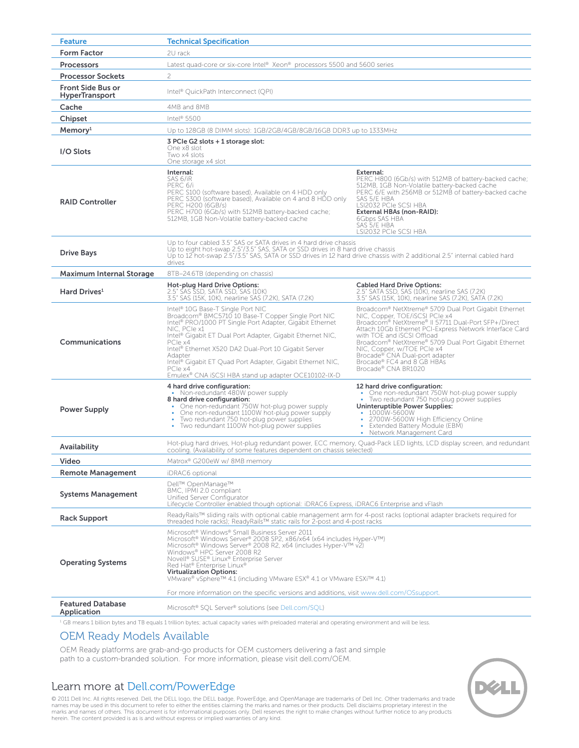| Feature | Technical Specification |
|---|---|
| **Form Factor** | 2U rack |
| **Processors** | Latest quad-core or six-core Intel® Xeon® processors 5500 and 5600 series |
| **Processor Sockets** | 2 |
| **Front Side Bus or HyperTransport** | Intel® QuickPath Interconnect (QPI) |
| **Cache** | 4MB and 8MB |
| **Chipset** | Intel® 5500 |
| **Memory**[1] | Up to 128GB (8 DIMM slots): 1GB/2GB/4GB/8GB/16GB DDR3 up to 1333MHz |
| **I/O Slots** | **3 PCIe G2 slots + 1 storage slot:**<br>One x8 slot<br>Two x4 slots<br>One storage x4 slot |
| **RAID Controller** | **Internal:**<br>SAS 6/iR<br>PERC 6/i<br>PERC S100 (software based), Available on 4 HDD only<br>PERC S300 (software based), Available on 4 and 8 HDD only<br>PERC H200 (6GB/s)<br>PERC H700 (6Gb/s) with 512MB battery-backed cache; 512MB, 1GB Non-Volatile battery-backed cache<br><br>**External:**<br>PERC H800 (6Gb/s) with 512MB of battery-backed cache; 512MB, 1GB Non-Volatile battery-backed cache<br>PERC 6/E with 256MB or 512MB of battery-backed cache<br>SAS 5/E HBA<br>LSI2032 PCIe SCSI HBA<br>**External HBAs (non-RAID):**<br>6Gbps SAS HBA<br>SAS 5/E HBA<br>LSI2032 PCIe SCSI HBA |
| **Drive Bays** | Up to four cabled 3.5" SAS or SATA drives in 4 hard drive chassis<br>Up to eight hot-swap 2.5"/3.5" SAS, SATA or SSD drives in 8 hard drive chassis<br>Up to 12 hot-swap 2.5"/3.5" SAS, SATA or SSD drives in 12 hard drive chassis with 2 additional 2.5" internal cabled hard drives |
| **Maximum Internal Storage** | 8TB–24.6TB (depending on chassis) |
| **Hard Drives**[1] | **Hot-plug Hard Drive Options:**<br>2.5" SAS SSD, SATA SSD, SAS (10K)<br>3.5" SAS (15K, 10K), nearline SAS (7.2K), SATA (7.2K)<br><br>**Cabled Hard Drive Options:**<br>2.5" SATA SSD, SAS (10K), nearline SAS (7.2K)<br>3.5" SAS (15K, 10K), nearline SAS (7.2K), SATA (7.2K) |
| **Communications** | Intel® 10G Base-T Single Port NIC<br>Broadcom® BMC5710 10 Base-T Copper Single Port NIC<br>Intel® PRO/1000 PT Single Port Adapter, Gigabit Ethernet NIC, PCIe x1<br>Intel® Gigabit ET Dual Port Adapter, Gigabit Ethernet NIC, PCIe x4<br>Intel® Ethernet X520 DA2 Dual-Port 10 Gigabit Server Adapter<br>Intel® Gigabit ET Quad Port Adapter, Gigabit Ethernet NIC, PCIe x4<br>Emulex® CNA iSCSI HBA stand up adapter OCE10102-IX-D<br>Broadcom® NetXtreme® 5709 Dual Port Gigabit Ethernet NIC, Copper, TOE/iSCSI PCIe x4<br>Broadcom® NetXtreme® II 57711 Dual-Port SFP+/Direct Attach 10Gb Ethernet PCI-Express Network Interface Card with TOE and iSCSI Offload<br>Broadcom® NetXtreme® 5709 Dual Port Gigabit Ethernet NIC, Copper, w/TOE PCIe x4<br>Brocade® CNA Dual-port adapter<br>Brocade® FC4 and 8 GB HBAs<br>Brocade® CNA BR1020 |
| **Power Supply** | **4 hard drive configuration:**<br>• Non-redundant 480W power supply<br>**8 hard drive configuration:**<br>• One non-redundant 750W hot-plug power supply<br>• One non-redundant 1100W hot-plug power supply<br>• Two redundant 750 hot-plug power supplies<br>• Two redundant 1100W hot-plug power supplies<br>**12 hard drive configuration:**<br>• One non-redundant 750W hot-plug power supply<br>• Two redundant 750 hot-plug power supplies<br>**Uninterruptible Power Supplies:**<br>• 1000W-5600W<br>• 2700W-5600W High Efficiency Online<br>• Extended Battery Module (EBM)<br>• Network Management Card |
| **Availability** | Hot-plug hard drives, Hot-plug redundant power, ECC memory, Quad-Pack LED lights, LCD display screen, and redundant cooling. (Availability of some features dependent on chassis selected) |
| **Video** | Matrox® G200eW w/ 8MB memory |
| **Remote Management** | iDRAC6 optional |
| **Systems Management** | Dell™ OpenManage™<br>BMC, IPMI 2.0 compliant<br>Unified Server Configurator<br>Lifecycle Controller enabled though optional: iDRAC6 Express, iDRAC6 Enterprise and vFlash |
| **Rack Support** | ReadyRails™ sliding rails with optional cable management arm for 4-post racks (optional adapter brackets required for threaded hole racks); ReadyRails™ static rails for 2-post and 4-post racks |
| **Operating Systems** | Microsoft® Windows® Small Business Server 2011<br>Microsoft® Windows Server® 2008 SP2, x86/x64 (x64 includes Hyper-V™)<br>Microsoft® Windows Server® 2008 R2, x64 (includes Hyper-V™ v2)<br>Windows® HPC Server 2008 R2<br>Novell® SUSE® Linux® Enterprise Server<br>Red Hat® Enterprise Linux®<br>**Virtualization Options:**<br>VMware® vSphere™ 4.1 (including VMware ESX® 4.1 or VMware ESXi™ 4.1)<br><br>For more information on the specific versions and additions, visit www.dell.com/OSsupport. |
| **Featured Database Application** | Microsoft® SQL Server® solutions (see Dell.com/SQL) |

[1] GB means 1 billion bytes and TB equals 1 trillion bytes; actual capacity varies with preloaded material and operating environment and will be less.

## OEM Ready Models Available

OEM Ready platforms are grab-and-go products for OEM customers delivering a fast and simple path to a custom-branded solution. For more information, please visit dell.com/OEM.

## Learn more at Dell.com/PowerEdge

© 2011 Dell Inc. All rights reserved. Dell, the DELL logo, the DELL badge, PowerEdge, and OpenManage are trademarks of Dell Inc. Other trademarks and trade names may be used in this document to refer to either the entities claiming the marks and names or their products. Dell disclaims proprietary interest in the marks and names of others. This document is for informational purposes only. Dell reserves the right to make changes without further notice to any products herein. The content provided is as is and without express or implied warranties of any kind.